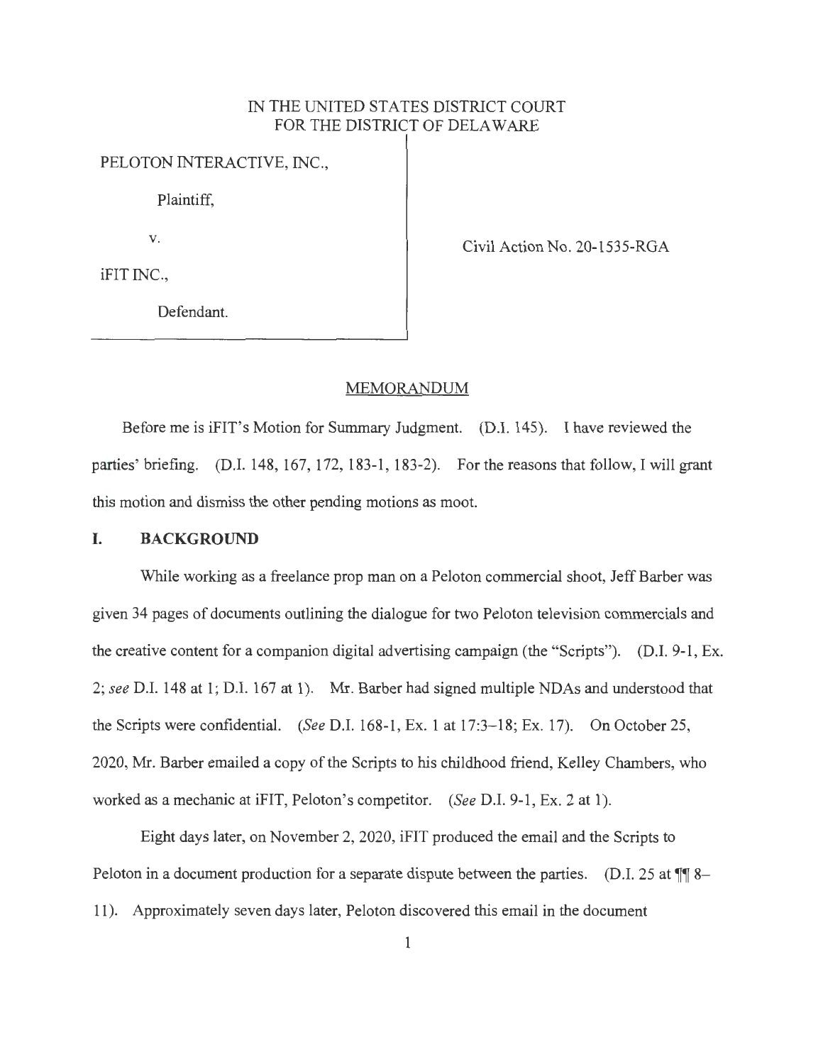IN THE UNITED STATES DISTRICT COURT
FOR THE DISTRICT OF DELAWARE

PELOTON INTERACTIVE, INC.,

Plaintiff,

v.

iFIT INC.,

Defendant.

Civil Action No. 20-1535-RGA

## MEMORANDUM

Before me is iFIT's Motion for Summary Judgment. (D.I. 145). I have reviewed the parties' briefing. (D.I. 148, 167, 172, 183-1, 183-2). For the reasons that follow, I will grant this motion and dismiss the other pending motions as moot.

## I. BACKGROUND

While working as a freelance prop man on a Peloton commercial shoot, Jeff Barber was given 34 pages of documents outlining the dialogue for two Peloton television commercials and the creative content for a companion digital advertising campaign (the "Scripts"). (D.I. 9-1, Ex. 2; *see* D.I. 148 at 1; D.I. 167 at 1). Mr. Barber had signed multiple NDAs and understood that the Scripts were confidential. (*See* D.I. 168-1, Ex. 1 at 17:3–18; Ex. 17). On October 25, 2020, Mr. Barber emailed a copy of the Scripts to his childhood friend, Kelley Chambers, who worked as a mechanic at iFIT, Peloton's competitor. (*See* D.I. 9-1, Ex. 2 at 1).

Eight days later, on November 2, 2020, iFIT produced the email and the Scripts to Peloton in a document production for a separate dispute between the parties. (D.I. 25 at ¶¶ 8–11). Approximately seven days later, Peloton discovered this email in the document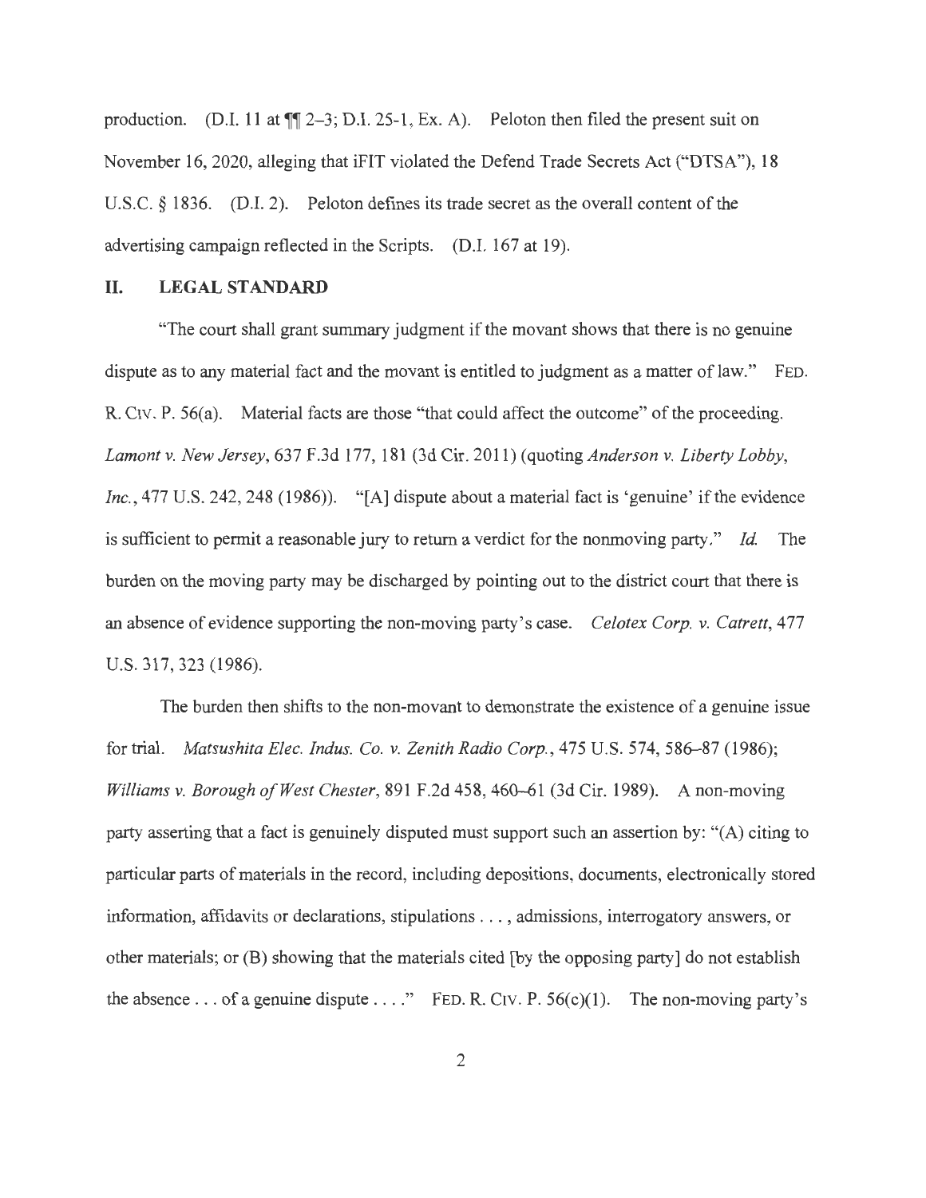production. (D.I. 11 at ¶¶ 2–3; D.I. 25-1, Ex. A). Peloton then filed the present suit on November 16, 2020, alleging that iFIT violated the Defend Trade Secrets Act ("DTSA"), 18 U.S.C. § 1836. (D.I. 2). Peloton defines its trade secret as the overall content of the advertising campaign reflected in the Scripts. (D.I. 167 at 19).

## II. LEGAL STANDARD

"The court shall grant summary judgment if the movant shows that there is no genuine dispute as to any material fact and the movant is entitled to judgment as a matter of law." FED. R. CIV. P. 56(a). Material facts are those "that could affect the outcome" of the proceeding. *Lamont v. New Jersey*, 637 F.3d 177, 181 (3d Cir. 2011) (quoting *Anderson v. Liberty Lobby, Inc.*, 477 U.S. 242, 248 (1986)). "[A] dispute about a material fact is 'genuine' if the evidence is sufficient to permit a reasonable jury to return a verdict for the nonmoving party." *Id.* The burden on the moving party may be discharged by pointing out to the district court that there is an absence of evidence supporting the non-moving party's case. *Celotex Corp. v. Catrett*, 477 U.S. 317, 323 (1986).

The burden then shifts to the non-movant to demonstrate the existence of a genuine issue for trial. *Matsushita Elec. Indus. Co. v. Zenith Radio Corp.*, 475 U.S. 574, 586–87 (1986); *Williams v. Borough of West Chester*, 891 F.2d 458, 460–61 (3d Cir. 1989). A non-moving party asserting that a fact is genuinely disputed must support such an assertion by: "(A) citing to particular parts of materials in the record, including depositions, documents, electronically stored information, affidavits or declarations, stipulations . . . , admissions, interrogatory answers, or other materials; or (B) showing that the materials cited [by the opposing party] do not establish the absence . . . of a genuine dispute . . . ." FED. R. CIV. P. 56(c)(1). The non-moving party's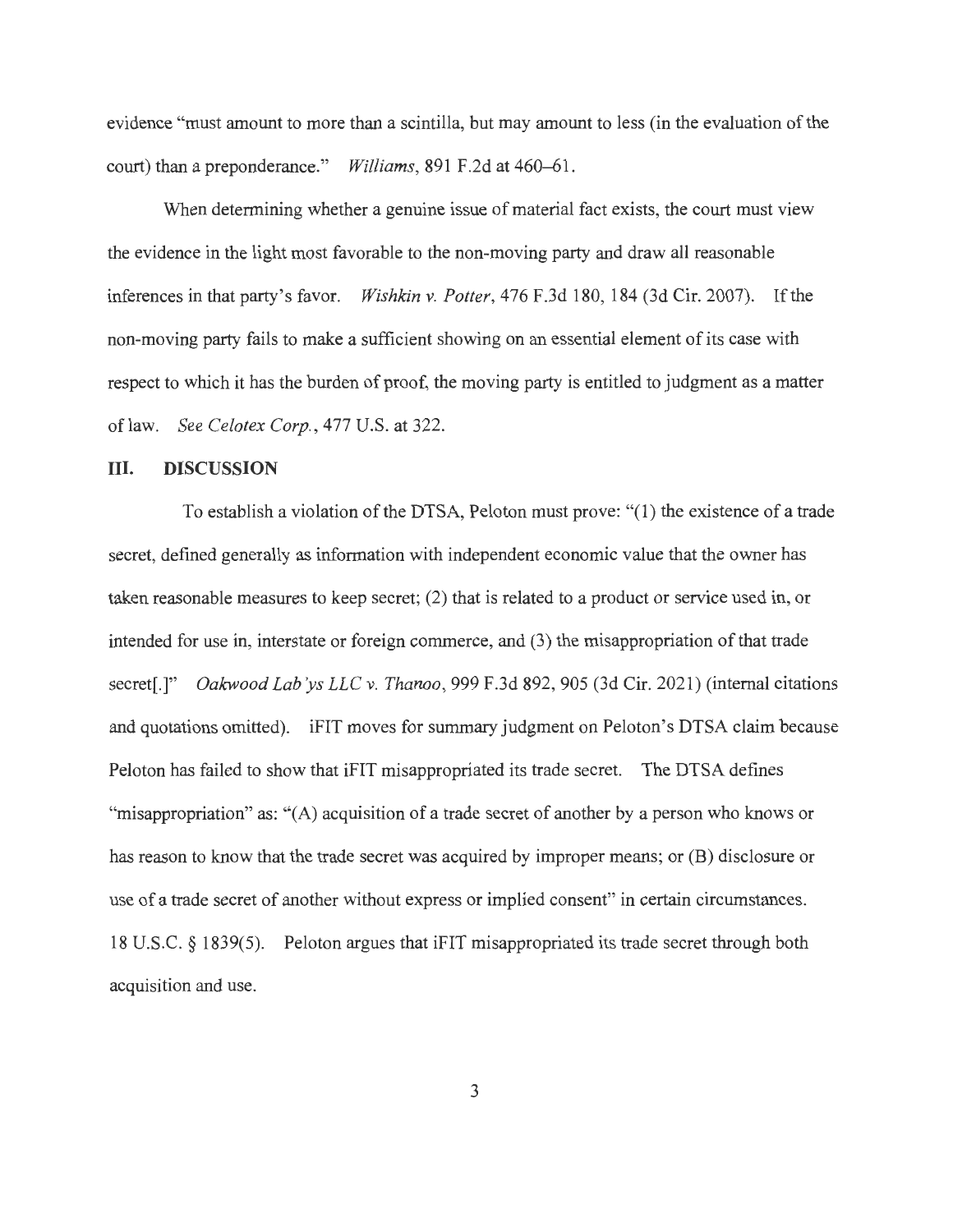evidence "must amount to more than a scintilla, but may amount to less (in the evaluation of the court) than a preponderance." *Williams*, 891 F.2d at 460–61.

When determining whether a genuine issue of material fact exists, the court must view the evidence in the light most favorable to the non-moving party and draw all reasonable inferences in that party's favor. *Wishkin v. Potter*, 476 F.3d 180, 184 (3d Cir. 2007). If the non-moving party fails to make a sufficient showing on an essential element of its case with respect to which it has the burden of proof, the moving party is entitled to judgment as a matter of law. *See Celotex Corp.*, 477 U.S. at 322.

## III. DISCUSSION

To establish a violation of the DTSA, Peloton must prove: "(1) the existence of a trade secret, defined generally as information with independent economic value that the owner has taken reasonable measures to keep secret; (2) that is related to a product or service used in, or intended for use in, interstate or foreign commerce, and (3) the misappropriation of that trade secret[.]" *Oakwood Lab'ys LLC v. Thanoo*, 999 F.3d 892, 905 (3d Cir. 2021) (internal citations and quotations omitted). iFIT moves for summary judgment on Peloton's DTSA claim because Peloton has failed to show that iFIT misappropriated its trade secret. The DTSA defines "misappropriation" as: "(A) acquisition of a trade secret of another by a person who knows or has reason to know that the trade secret was acquired by improper means; or (B) disclosure or use of a trade secret of another without express or implied consent" in certain circumstances. 18 U.S.C. § 1839(5). Peloton argues that iFIT misappropriated its trade secret through both acquisition and use.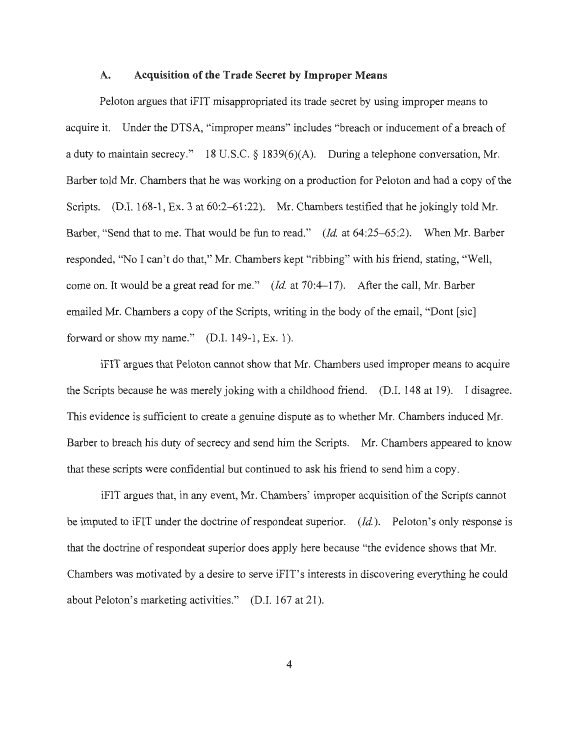### A. Acquisition of the Trade Secret by Improper Means

Peloton argues that iFIT misappropriated its trade secret by using improper means to acquire it. Under the DTSA, "improper means" includes "breach or inducement of a breach of a duty to maintain secrecy." 18 U.S.C. § 1839(6)(A). During a telephone conversation, Mr. Barber told Mr. Chambers that he was working on a production for Peloton and had a copy of the Scripts. (D.I. 168-1, Ex. 3 at 60:2–61:22). Mr. Chambers testified that he jokingly told Mr. Barber, "Send that to me. That would be fun to read." (*Id.* at 64:25–65:2). When Mr. Barber responded, "No I can't do that," Mr. Chambers kept "ribbing" with his friend, stating, "Well, come on. It would be a great read for me." (*Id.* at 70:4–17). After the call, Mr. Barber emailed Mr. Chambers a copy of the Scripts, writing in the body of the email, "Dont [sic] forward or show my name." (D.I. 149-1, Ex. 1).

iFIT argues that Peloton cannot show that Mr. Chambers used improper means to acquire the Scripts because he was merely joking with a childhood friend. (D.I. 148 at 19). I disagree. This evidence is sufficient to create a genuine dispute as to whether Mr. Chambers induced Mr. Barber to breach his duty of secrecy and send him the Scripts. Mr. Chambers appeared to know that these scripts were confidential but continued to ask his friend to send him a copy.

iFIT argues that, in any event, Mr. Chambers' improper acquisition of the Scripts cannot be imputed to iFIT under the doctrine of respondeat superior. (*Id.*). Peloton's only response is that the doctrine of respondeat superior does apply here because "the evidence shows that Mr. Chambers was motivated by a desire to serve iFIT's interests in discovering everything he could about Peloton's marketing activities." (D.I. 167 at 21).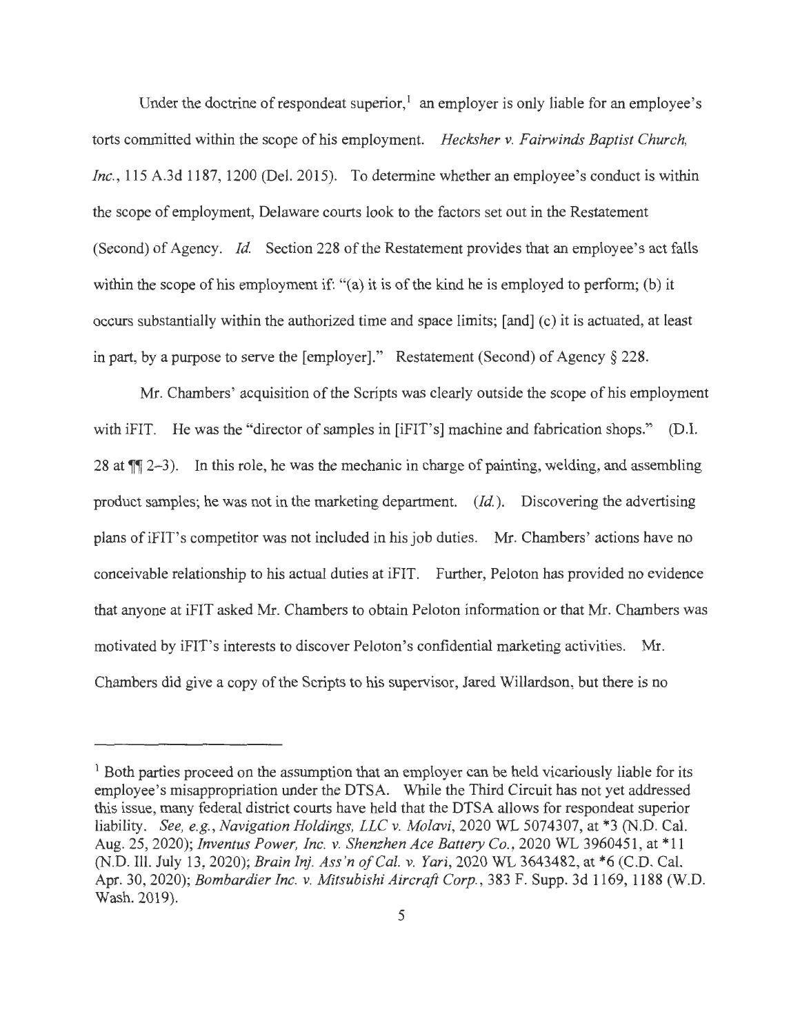Under the doctrine of respondeat superior,[1] an employer is only liable for an employee's torts committed within the scope of his employment. *Hecksher v. Fairwinds Baptist Church, Inc.*, 115 A.3d 1187, 1200 (Del. 2015). To determine whether an employee's conduct is within the scope of employment, Delaware courts look to the factors set out in the Restatement (Second) of Agency. *Id.* Section 228 of the Restatement provides that an employee's act falls within the scope of his employment if: "(a) it is of the kind he is employed to perform; (b) it occurs substantially within the authorized time and space limits; [and] (c) it is actuated, at least in part, by a purpose to serve the [employer]." Restatement (Second) of Agency § 228.

Mr. Chambers' acquisition of the Scripts was clearly outside the scope of his employment with iFIT. He was the "director of samples in [iFIT's] machine and fabrication shops." (D.I. 28 at ¶¶ 2–3). In this role, he was the mechanic in charge of painting, welding, and assembling product samples; he was not in the marketing department. (*Id.*). Discovering the advertising plans of iFIT's competitor was not included in his job duties. Mr. Chambers' actions have no conceivable relationship to his actual duties at iFIT. Further, Peloton has provided no evidence that anyone at iFIT asked Mr. Chambers to obtain Peloton information or that Mr. Chambers was motivated by iFIT's interests to discover Peloton's confidential marketing activities. Mr. Chambers did give a copy of the Scripts to his supervisor, Jared Willardson, but there is no

---

[1] Both parties proceed on the assumption that an employer can be held vicariously liable for its employee's misappropriation under the DTSA. While the Third Circuit has not yet addressed this issue, many federal district courts have held that the DTSA allows for respondeat superior liability. *See, e.g.*, *Navigation Holdings, LLC v. Molavi*, 2020 WL 5074307, at *3 (N.D. Cal. Aug. 25, 2020); *Inventus Power, Inc. v. Shenzhen Ace Battery Co.*, 2020 WL 3960451, at *11 (N.D. Ill. July 13, 2020); *Brain Inj. Ass'n of Cal. v. Yari*, 2020 WL 3643482, at *6 (C.D. Cal. Apr. 30, 2020); *Bombardier Inc. v. Mitsubishi Aircraft Corp.*, 383 F. Supp. 3d 1169, 1188 (W.D. Wash. 2019).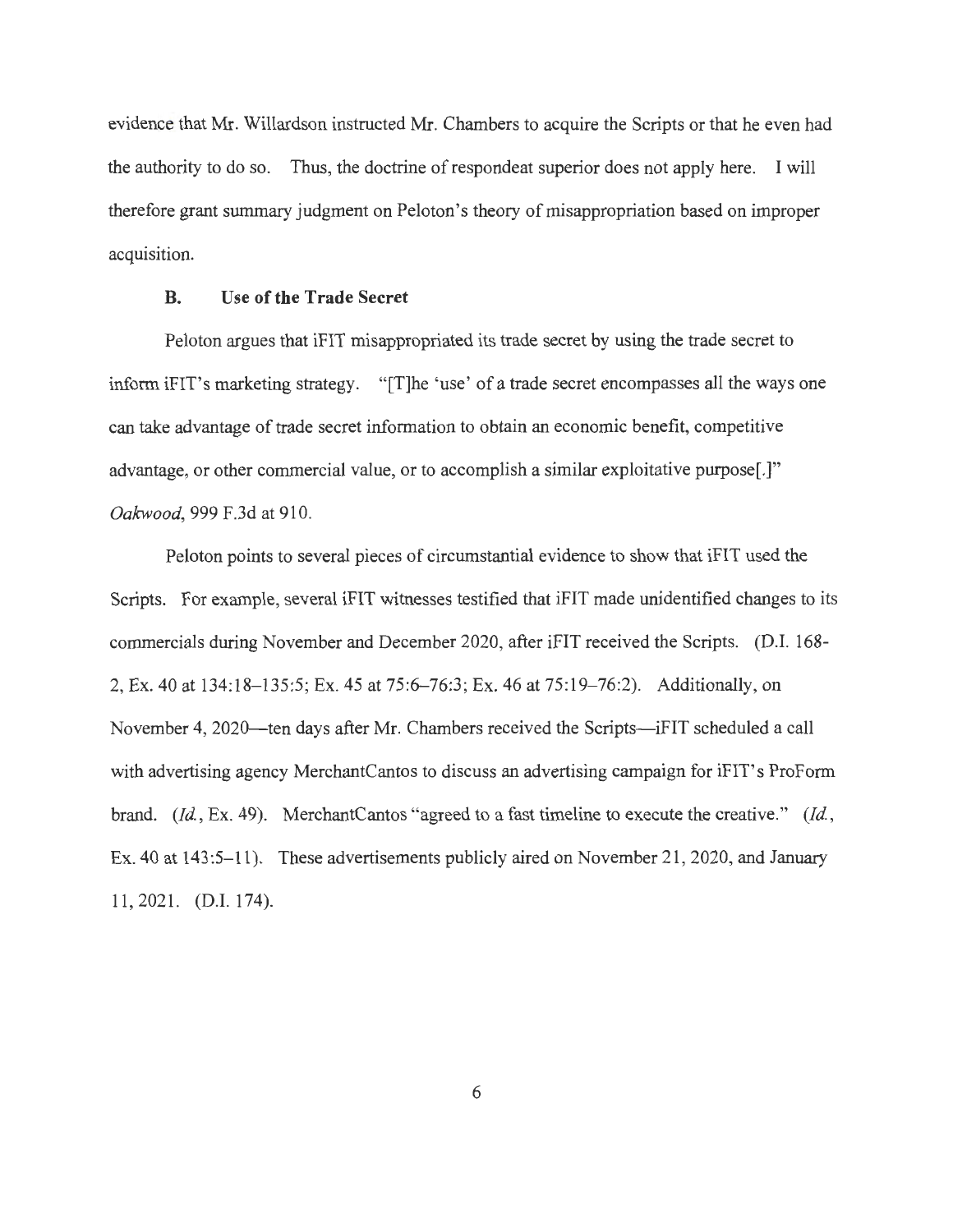evidence that Mr. Willardson instructed Mr. Chambers to acquire the Scripts or that he even had the authority to do so. Thus, the doctrine of respondeat superior does not apply here. I will therefore grant summary judgment on Peloton's theory of misappropriation based on improper acquisition.

### B. Use of the Trade Secret

Peloton argues that iFIT misappropriated its trade secret by using the trade secret to inform iFIT's marketing strategy. "[T]he 'use' of a trade secret encompasses all the ways one can take advantage of trade secret information to obtain an economic benefit, competitive advantage, or other commercial value, or to accomplish a similar exploitative purpose[.]" *Oakwood*, 999 F.3d at 910.

Peloton points to several pieces of circumstantial evidence to show that iFIT used the Scripts. For example, several iFIT witnesses testified that iFIT made unidentified changes to its commercials during November and December 2020, after iFIT received the Scripts. (D.I. 168-2, Ex. 40 at 134:18–135:5; Ex. 45 at 75:6–76:3; Ex. 46 at 75:19–76:2). Additionally, on November 4, 2020—ten days after Mr. Chambers received the Scripts—iFIT scheduled a call with advertising agency MerchantCantos to discuss an advertising campaign for iFIT's ProForm brand. (*Id.*, Ex. 49). MerchantCantos "agreed to a fast timeline to execute the creative." (*Id.*, Ex. 40 at 143:5–11). These advertisements publicly aired on November 21, 2020, and January 11, 2021. (D.I. 174).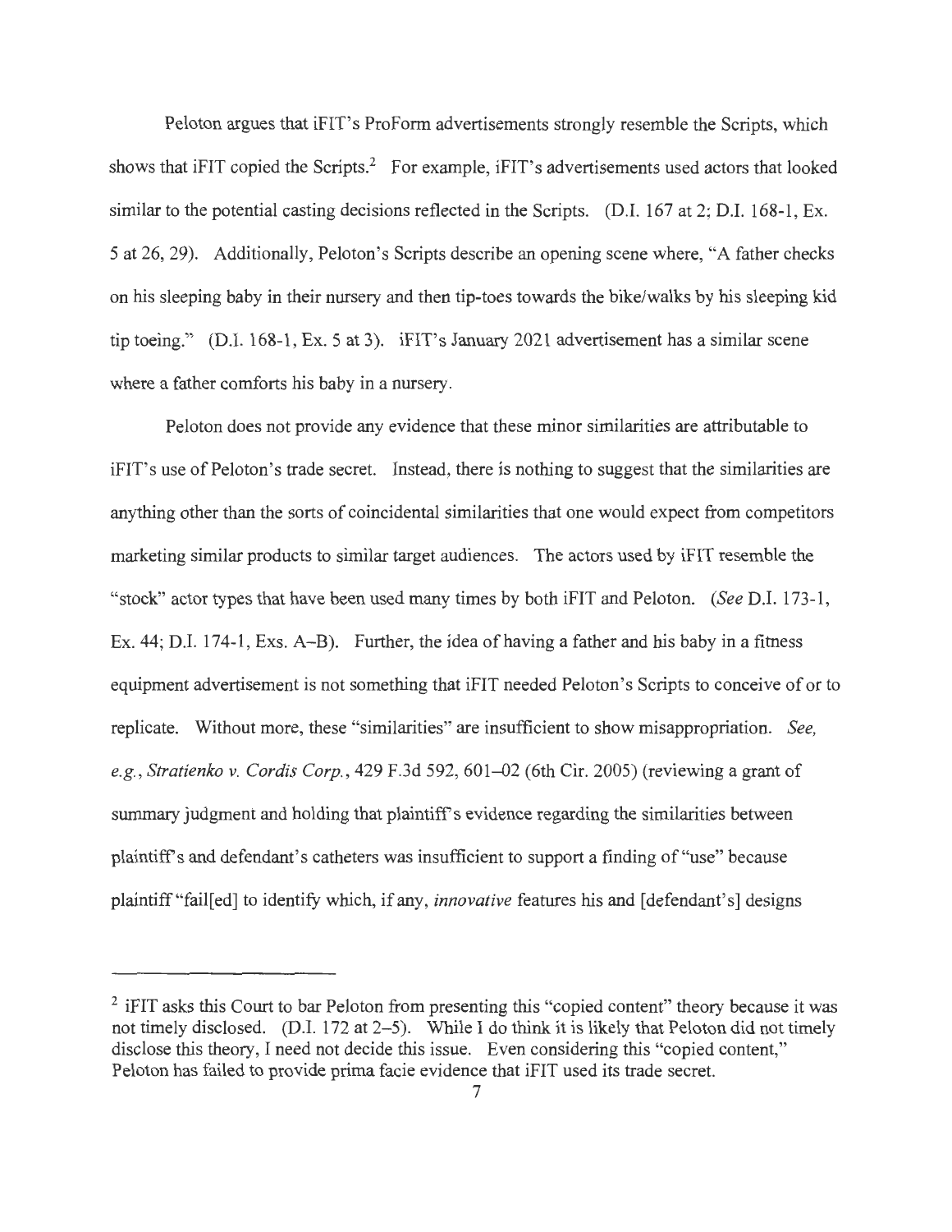Peloton argues that iFIT's ProForm advertisements strongly resemble the Scripts, which shows that iFIT copied the Scripts.[2] For example, iFIT's advertisements used actors that looked similar to the potential casting decisions reflected in the Scripts. (D.I. 167 at 2; D.I. 168-1, Ex. 5 at 26, 29). Additionally, Peloton's Scripts describe an opening scene where, "A father checks on his sleeping baby in their nursery and then tip-toes towards the bike/walks by his sleeping kid tip toeing." (D.I. 168-1, Ex. 5 at 3). iFIT's January 2021 advertisement has a similar scene where a father comforts his baby in a nursery.

Peloton does not provide any evidence that these minor similarities are attributable to iFIT's use of Peloton's trade secret. Instead, there is nothing to suggest that the similarities are anything other than the sorts of coincidental similarities that one would expect from competitors marketing similar products to similar target audiences. The actors used by iFIT resemble the "stock" actor types that have been used many times by both iFIT and Peloton. (*See* D.I. 173-1, Ex. 44; D.I. 174-1, Exs. A–B). Further, the idea of having a father and his baby in a fitness equipment advertisement is not something that iFIT needed Peloton's Scripts to conceive of or to replicate. Without more, these "similarities" are insufficient to show misappropriation. *See, e.g.*, *Stratienko v. Cordis Corp.*, 429 F.3d 592, 601–02 (6th Cir. 2005) (reviewing a grant of summary judgment and holding that plaintiff's evidence regarding the similarities between plaintiff's and defendant's catheters was insufficient to support a finding of "use" because plaintiff "fail[ed] to identify which, if any, *innovative* features his and [defendant's] designs

---

[2] iFIT asks this Court to bar Peloton from presenting this "copied content" theory because it was not timely disclosed. (D.I. 172 at 2–5). While I do think it is likely that Peloton did not timely disclose this theory, I need not decide this issue. Even considering this "copied content," Peloton has failed to provide prima facie evidence that iFIT used its trade secret.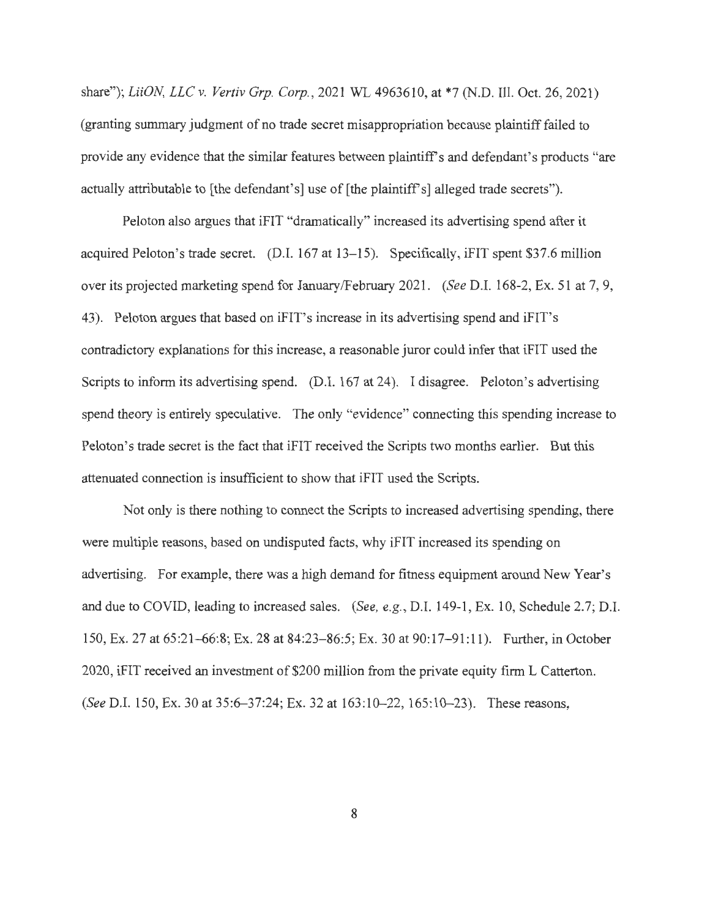share"); *LiiON, LLC v. Vertiv Grp. Corp.*, 2021 WL 4963610, at *7 (N.D. Ill. Oct. 26, 2021) (granting summary judgment of no trade secret misappropriation because plaintiff failed to provide any evidence that the similar features between plaintiff's and defendant's products "are actually attributable to [the defendant's] use of [the plaintiff's] alleged trade secrets").

Peloton also argues that iFIT "dramatically" increased its advertising spend after it acquired Peloton's trade secret. (D.I. 167 at 13–15). Specifically, iFIT spent $37.6 million over its projected marketing spend for January/February 2021. (*See* D.I. 168-2, Ex. 51 at 7, 9, 43). Peloton argues that based on iFIT's increase in its advertising spend and iFIT's contradictory explanations for this increase, a reasonable juror could infer that iFIT used the Scripts to inform its advertising spend. (D.I. 167 at 24). I disagree. Peloton's advertising spend theory is entirely speculative. The only "evidence" connecting this spending increase to Peloton's trade secret is the fact that iFIT received the Scripts two months earlier. But this attenuated connection is insufficient to show that iFIT used the Scripts.

Not only is there nothing to connect the Scripts to increased advertising spending, there were multiple reasons, based on undisputed facts, why iFIT increased its spending on advertising. For example, there was a high demand for fitness equipment around New Year's and due to COVID, leading to increased sales. (*See, e.g.*, D.I. 149-1, Ex. 10, Schedule 2.7; D.I. 150, Ex. 27 at 65:21–66:8; Ex. 28 at 84:23–86:5; Ex. 30 at 90:17–91:11). Further, in October 2020, iFIT received an investment of $200 million from the private equity firm L Catterton. (*See* D.I. 150, Ex. 30 at 35:6–37:24; Ex. 32 at 163:10–22, 165:10–23). These reasons,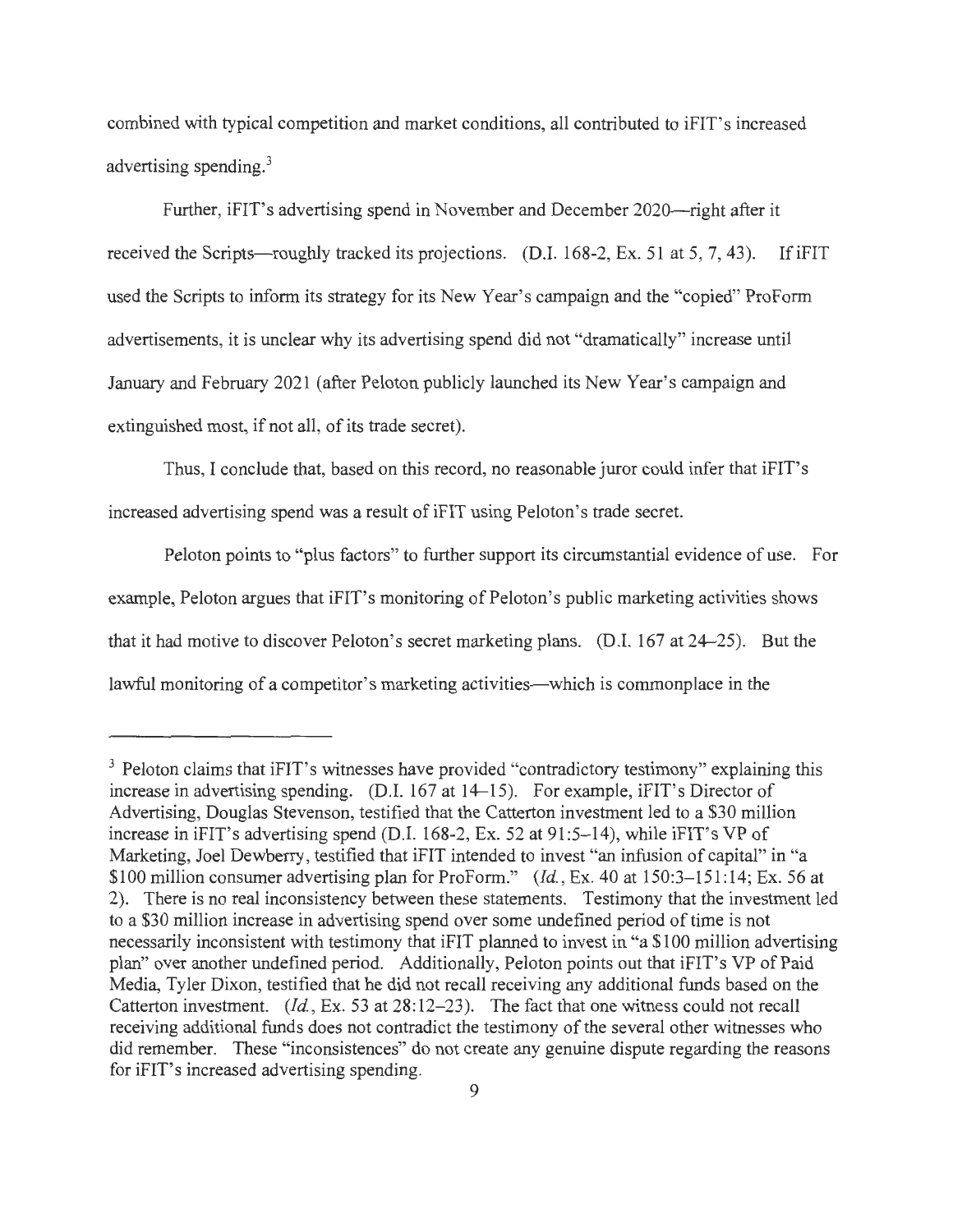combined with typical competition and market conditions, all contributed to iFIT's increased advertising spending.[3]

Further, iFIT's advertising spend in November and December 2020—right after it received the Scripts—roughly tracked its projections. (D.I. 168-2, Ex. 51 at 5, 7, 43). If iFIT used the Scripts to inform its strategy for its New Year's campaign and the "copied" ProForm advertisements, it is unclear why its advertising spend did not "dramatically" increase until January and February 2021 (after Peloton publicly launched its New Year's campaign and extinguished most, if not all, of its trade secret).

Thus, I conclude that, based on this record, no reasonable juror could infer that iFIT's increased advertising spend was a result of iFIT using Peloton's trade secret.

Peloton points to "plus factors" to further support its circumstantial evidence of use. For example, Peloton argues that iFIT's monitoring of Peloton's public marketing activities shows that it had motive to discover Peloton's secret marketing plans. (D.I. 167 at 24–25). But the lawful monitoring of a competitor's marketing activities—which is commonplace in the

---

[3] Peloton claims that iFIT's witnesses have provided "contradictory testimony" explaining this increase in advertising spending. (D.I. 167 at 14–15). For example, iFIT's Director of Advertising, Douglas Stevenson, testified that the Catterton investment led to a $30 million increase in iFIT's advertising spend (D.I. 168-2, Ex. 52 at 91:5–14), while iFIT's VP of Marketing, Joel Dewberry, testified that iFIT intended to invest "an infusion of capital" in "a $100 million consumer advertising plan for ProForm." (*Id.*, Ex. 40 at 150:3–151:14; Ex. 56 at 2). There is no real inconsistency between these statements. Testimony that the investment led to a $30 million increase in advertising spend over some undefined period of time is not necessarily inconsistent with testimony that iFIT planned to invest in "a $100 million advertising plan" over another undefined period. Additionally, Peloton points out that iFIT's VP of Paid Media, Tyler Dixon, testified that he did not recall receiving any additional funds based on the Catterton investment. (*Id.*, Ex. 53 at 28:12–23). The fact that one witness could not recall receiving additional funds does not contradict the testimony of the several other witnesses who did remember. These "inconsistences" do not create any genuine dispute regarding the reasons for iFIT's increased advertising spending.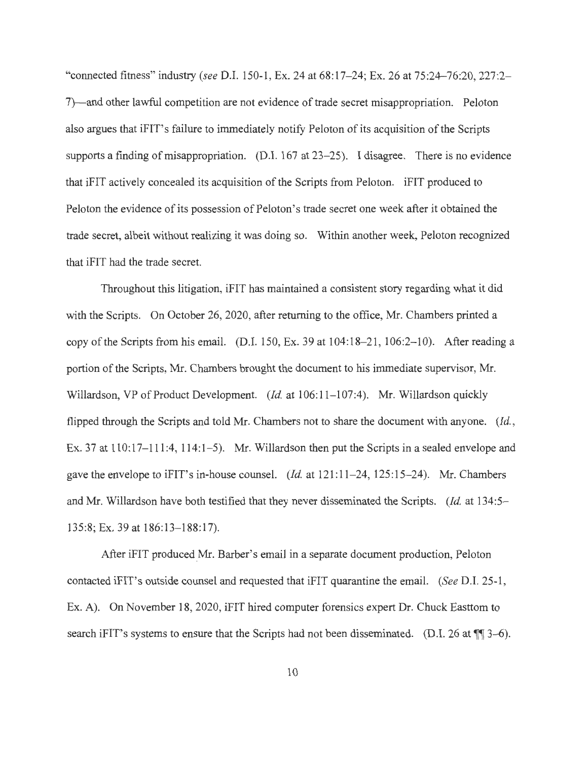"connected fitness" industry (*see* D.I. 150-1, Ex. 24 at 68:17–24; Ex. 26 at 75:24–76:20, 227:2–7)—and other lawful competition are not evidence of trade secret misappropriation. Peloton also argues that iFIT's failure to immediately notify Peloton of its acquisition of the Scripts supports a finding of misappropriation. (D.I. 167 at 23–25). I disagree. There is no evidence that iFIT actively concealed its acquisition of the Scripts from Peloton. iFIT produced to Peloton the evidence of its possession of Peloton's trade secret one week after it obtained the trade secret, albeit without realizing it was doing so. Within another week, Peloton recognized that iFIT had the trade secret.

Throughout this litigation, iFIT has maintained a consistent story regarding what it did with the Scripts. On October 26, 2020, after returning to the office, Mr. Chambers printed a copy of the Scripts from his email. (D.I. 150, Ex. 39 at 104:18–21, 106:2–10). After reading a portion of the Scripts, Mr. Chambers brought the document to his immediate supervisor, Mr. Willardson, VP of Product Development. (*Id.* at 106:11–107:4). Mr. Willardson quickly flipped through the Scripts and told Mr. Chambers not to share the document with anyone. (*Id.*, Ex. 37 at 110:17–111:4, 114:1–5). Mr. Willardson then put the Scripts in a sealed envelope and gave the envelope to iFIT's in-house counsel. (*Id.* at 121:11–24, 125:15–24). Mr. Chambers and Mr. Willardson have both testified that they never disseminated the Scripts. (*Id.* at 134:5–135:8; Ex. 39 at 186:13–188:17).

After iFIT produced Mr. Barber's email in a separate document production, Peloton contacted iFIT's outside counsel and requested that iFIT quarantine the email. (*See* D.I. 25-1, Ex. A). On November 18, 2020, iFIT hired computer forensics expert Dr. Chuck Easttom to search iFIT's systems to ensure that the Scripts had not been disseminated. (D.I. 26 at ¶¶ 3–6).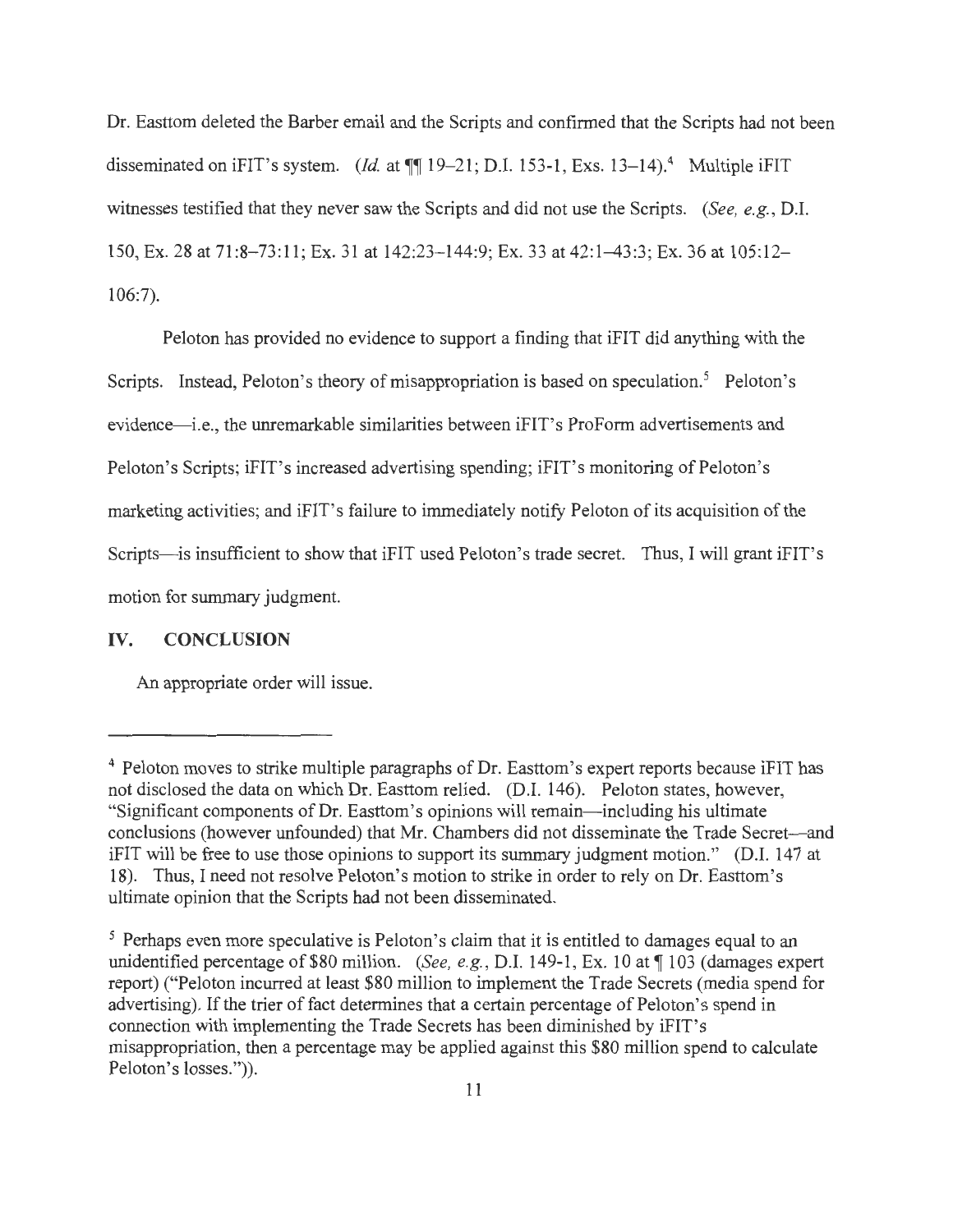Dr. Easttom deleted the Barber email and the Scripts and confirmed that the Scripts had not been disseminated on iFIT's system. (*Id.* at ¶¶ 19–21; D.I. 153-1, Exs. 13–14).[4] Multiple iFIT witnesses testified that they never saw the Scripts and did not use the Scripts. (*See, e.g.*, D.I. 150, Ex. 28 at 71:8–73:11; Ex. 31 at 142:23–144:9; Ex. 33 at 42:1–43:3; Ex. 36 at 105:12–106:7).

Peloton has provided no evidence to support a finding that iFIT did anything with the Scripts. Instead, Peloton's theory of misappropriation is based on speculation.[5] Peloton's evidence—i.e., the unremarkable similarities between iFIT's ProForm advertisements and Peloton's Scripts; iFIT's increased advertising spending; iFIT's monitoring of Peloton's marketing activities; and iFIT's failure to immediately notify Peloton of its acquisition of the Scripts—is insufficient to show that iFIT used Peloton's trade secret. Thus, I will grant iFIT's motion for summary judgment.

## IV. CONCLUSION

An appropriate order will issue.

---

[4] Peloton moves to strike multiple paragraphs of Dr. Easttom's expert reports because iFIT has not disclosed the data on which Dr. Easttom relied. (D.I. 146). Peloton states, however, "Significant components of Dr. Easttom's opinions will remain—including his ultimate conclusions (however unfounded) that Mr. Chambers did not disseminate the Trade Secret—and iFIT will be free to use those opinions to support its summary judgment motion." (D.I. 147 at 18). Thus, I need not resolve Peloton's motion to strike in order to rely on Dr. Easttom's ultimate opinion that the Scripts had not been disseminated.

[5] Perhaps even more speculative is Peloton's claim that it is entitled to damages equal to an unidentified percentage of $80 million. (*See, e.g.*, D.I. 149-1, Ex. 10 at ¶ 103 (damages expert report) ("Peloton incurred at least $80 million to implement the Trade Secrets (media spend for advertising). If the trier of fact determines that a certain percentage of Peloton's spend in connection with implementing the Trade Secrets has been diminished by iFIT's misappropriation, then a percentage may be applied against this $80 million spend to calculate Peloton's losses.")).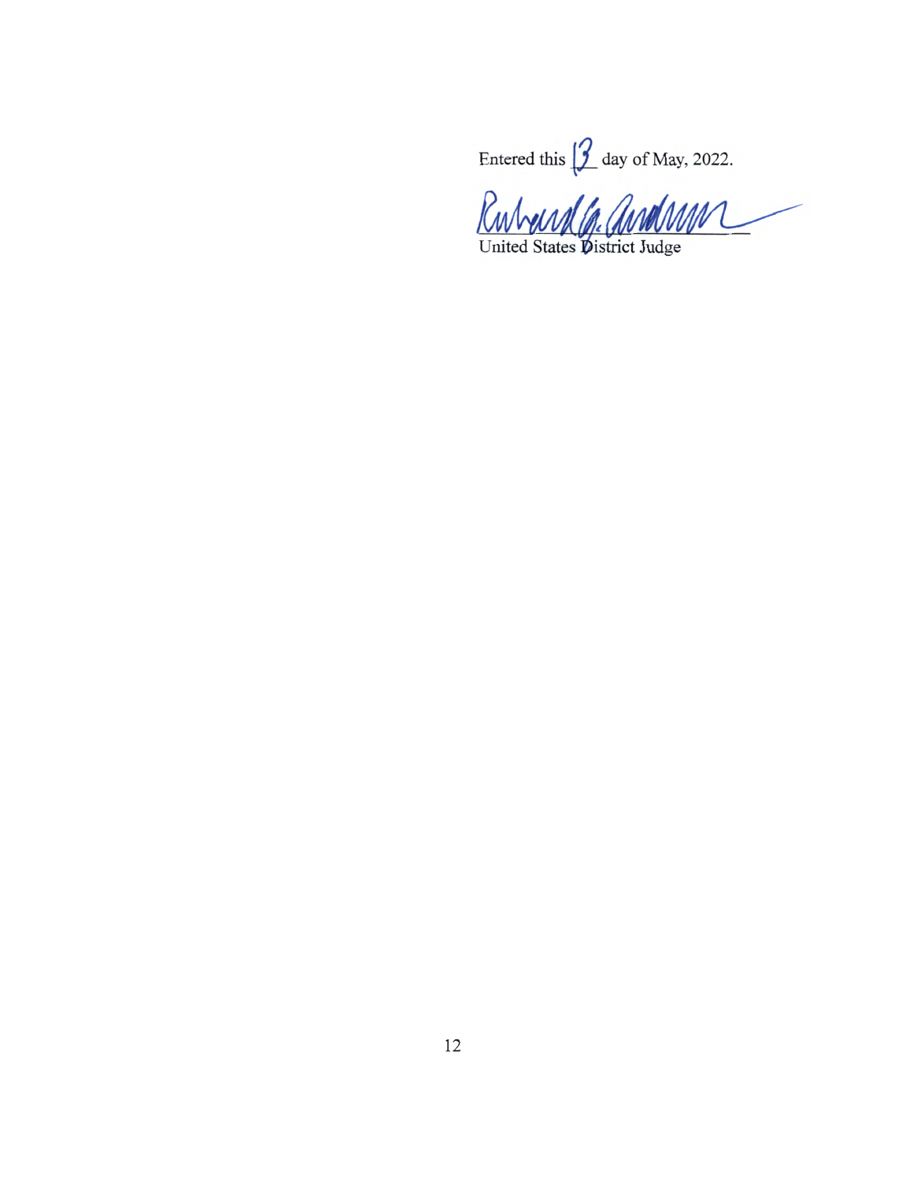Entered this 13 day of May, 2022.

United States District Judge